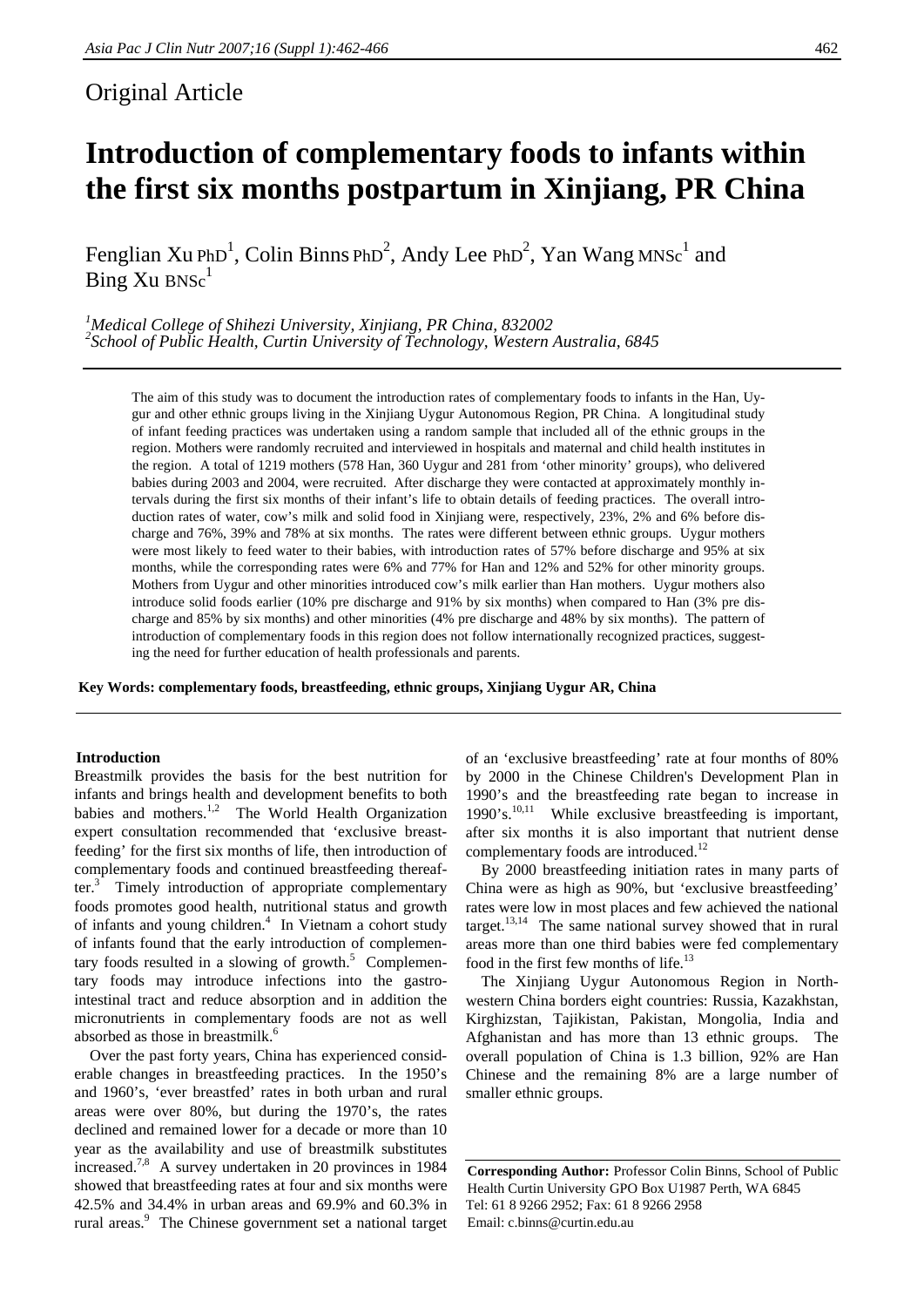Original Article

# Introduction of complementary foods to infants within the first six months postpartum in Xinjiang, PR China

Fenglian Xu PhD[1], Colin Binns PhD[2], Andy Lee PhD[2], Yan Wang MNSc[1] and Bing Xu BNSc[1]

[1]*Medical College of Shihezi University, Xinjiang, PR China, 832002*
[2]*School of Public Health, Curtin University of Technology, Western Australia, 6845*

The aim of this study was to document the introduction rates of complementary foods to infants in the Han, Uygur and other ethnic groups living in the Xinjiang Uygur Autonomous Region, PR China. A longitudinal study of infant feeding practices was undertaken using a random sample that included all of the ethnic groups in the region. Mothers were randomly recruited and interviewed in hospitals and maternal and child health institutes in the region. A total of 1219 mothers (578 Han, 360 Uygur and 281 from 'other minority' groups), who delivered babies during 2003 and 2004, were recruited. After discharge they were contacted at approximately monthly intervals during the first six months of their infant's life to obtain details of feeding practices. The overall introduction rates of water, cow's milk and solid food in Xinjiang were, respectively, 23%, 2% and 6% before discharge and 76%, 39% and 78% at six months. The rates were different between ethnic groups. Uygur mothers were most likely to feed water to their babies, with introduction rates of 57% before discharge and 95% at six months, while the corresponding rates were 6% and 77% for Han and 12% and 52% for other minority groups. Mothers from Uygur and other minorities introduced cow's milk earlier than Han mothers. Uygur mothers also introduce solid foods earlier (10% pre discharge and 91% by six months) when compared to Han (3% pre discharge and 85% by six months) and other minorities (4% pre discharge and 48% by six months). The pattern of introduction of complementary foods in this region does not follow internationally recognized practices, suggesting the need for further education of health professionals and parents.

**Key Words: complementary foods, breastfeeding, ethnic groups, Xinjiang Uygur AR, China**

## Introduction

Breastmilk provides the basis for the best nutrition for infants and brings health and development benefits to both babies and mothers.[1,2] The World Health Organization expert consultation recommended that 'exclusive breastfeeding' for the first six months of life, then introduction of complementary foods and continued breastfeeding thereafter.[3] Timely introduction of appropriate complementary foods promotes good health, nutritional status and growth of infants and young children.[4] In Vietnam a cohort study of infants found that the early introduction of complementary foods resulted in a slowing of growth.[5] Complementary foods may introduce infections into the gastrointestinal tract and reduce absorption and in addition the micronutrients in complementary foods are not as well absorbed as those in breastmilk.[6]

Over the past forty years, China has experienced considerable changes in breastfeeding practices. In the 1950's and 1960's, 'ever breastfed' rates in both urban and rural areas were over 80%, but during the 1970's, the rates declined and remained lower for a decade or more than 10 year as the availability and use of breastmilk substitutes increased.[7,8] A survey undertaken in 20 provinces in 1984 showed that breastfeeding rates at four and six months were 42.5% and 34.4% in urban areas and 69.9% and 60.3% in rural areas.[9] The Chinese government set a national target of an 'exclusive breastfeeding' rate at four months of 80% by 2000 in the Chinese Children's Development Plan in 1990's and the breastfeeding rate began to increase in 1990's.[10,11] While exclusive breastfeeding is important, after six months it is also important that nutrient dense complementary foods are introduced.[12]

By 2000 breastfeeding initiation rates in many parts of China were as high as 90%, but 'exclusive breastfeeding' rates were low in most places and few achieved the national target.[13,14] The same national survey showed that in rural areas more than one third babies were fed complementary food in the first few months of life.[13]

The Xinjiang Uygur Autonomous Region in North-western China borders eight countries: Russia, Kazakhstan, Kirghizstan, Tajikistan, Pakistan, Mongolia, India and Afghanistan and has more than 13 ethnic groups. The overall population of China is 1.3 billion, 92% are Han Chinese and the remaining 8% are a large number of smaller ethnic groups.

**Corresponding Author:** Professor Colin Binns, School of Public Health Curtin University GPO Box U1987 Perth, WA 6845
Tel: 61 8 9266 2952; Fax: 61 8 9266 2958
Email: c.binns@curtin.edu.au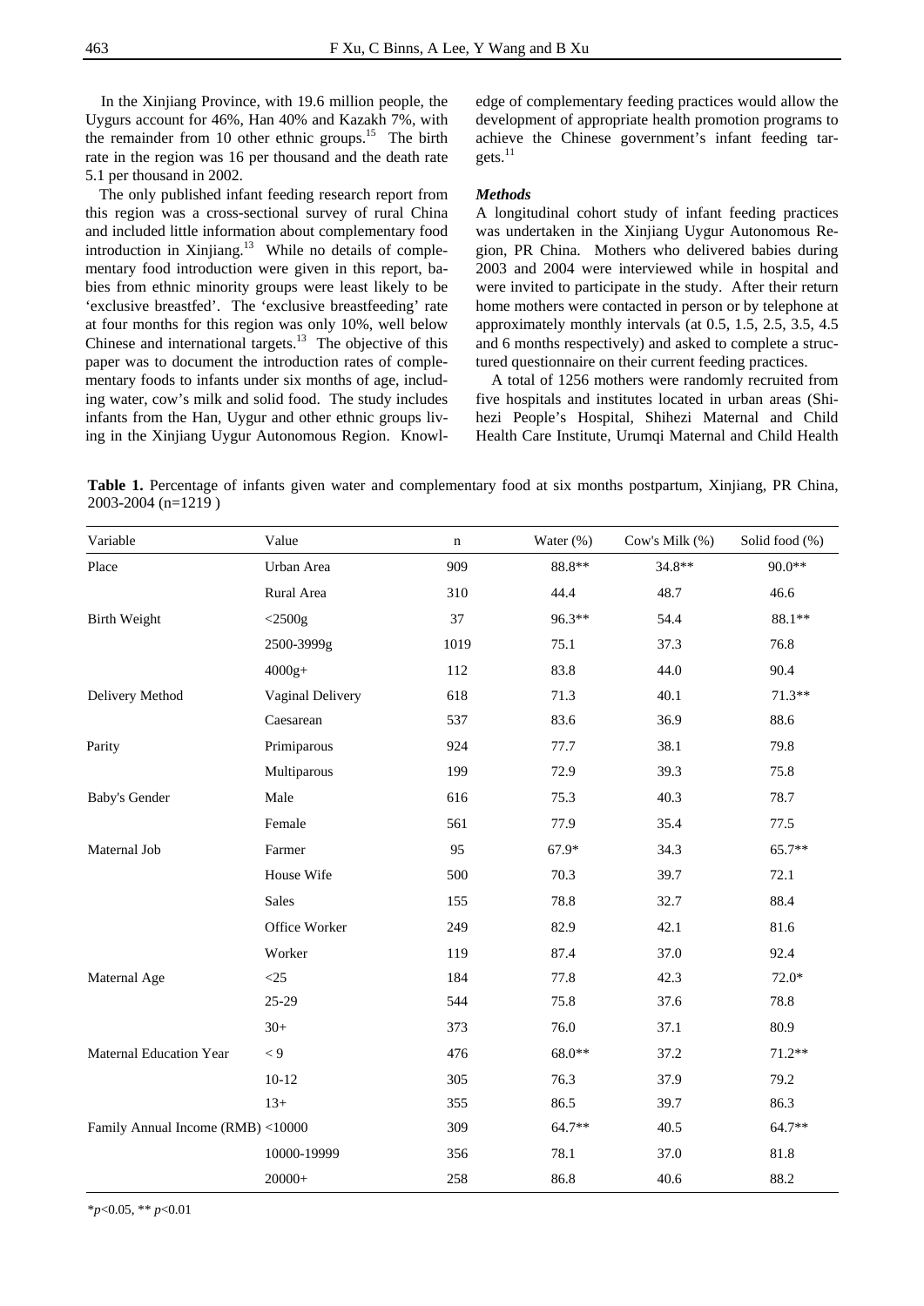In the Xinjiang Province, with 19.6 million people, the Uygurs account for 46%, Han 40% and Kazakh 7%, with the remainder from 10 other ethnic groups.[15] The birth rate in the region was 16 per thousand and the death rate 5.1 per thousand in 2002.

The only published infant feeding research report from this region was a cross-sectional survey of rural China and included little information about complementary food introduction in Xinjiang.[13] While no details of complementary food introduction were given in this report, babies from ethnic minority groups were least likely to be 'exclusive breastfed'. The 'exclusive breastfeeding' rate at four months for this region was only 10%, well below Chinese and international targets.[13] The objective of this paper was to document the introduction rates of complementary foods to infants under six months of age, including water, cow's milk and solid food. The study includes infants from the Han, Uygur and other ethnic groups living in the Xinjiang Uygur Autonomous Region. Knowledge of complementary feeding practices would allow the development of appropriate health promotion programs to achieve the Chinese government's infant feeding targets.[11]

### *Methods*

A longitudinal cohort study of infant feeding practices was undertaken in the Xinjiang Uygur Autonomous Region, PR China. Mothers who delivered babies during 2003 and 2004 were interviewed while in hospital and were invited to participate in the study. After their return home mothers were contacted in person or by telephone at approximately monthly intervals (at 0.5, 1.5, 2.5, 3.5, 4.5 and 6 months respectively) and asked to complete a structured questionnaire on their current feeding practices.

A total of 1256 mothers were randomly recruited from five hospitals and institutes located in urban areas (Shihezi People's Hospital, Shihezi Maternal and Child Health Care Institute, Urumqi Maternal and Child Health

**Table 1.** Percentage of infants given water and complementary food at six months postpartum, Xinjiang, PR China, 2003-2004 (n=1219 )

| Variable | Value | n | Water (%) | Cow's Milk (%) | Solid food (%) |
|---|---|---|---|---|---|
| Place | Urban Area | 909 | 88.8** | 34.8** | 90.0** |
| | Rural Area | 310 | 44.4 | 48.7 | 46.6 |
| Birth Weight | <2500g | 37 | 96.3** | 54.4 | 88.1** |
| | 2500-3999g | 1019 | 75.1 | 37.3 | 76.8 |
| | 4000g+ | 112 | 83.8 | 44.0 | 90.4 |
| Delivery Method | Vaginal Delivery | 618 | 71.3 | 40.1 | 71.3** |
| | Caesarean | 537 | 83.6 | 36.9 | 88.6 |
| Parity | Primiparous | 924 | 77.7 | 38.1 | 79.8 |
| | Multiparous | 199 | 72.9 | 39.3 | 75.8 |
| Baby's Gender | Male | 616 | 75.3 | 40.3 | 78.7 |
| | Female | 561 | 77.9 | 35.4 | 77.5 |
| Maternal Job | Farmer | 95 | 67.9* | 34.3 | 65.7** |
| | House Wife | 500 | 70.3 | 39.7 | 72.1 |
| | Sales | 155 | 78.8 | 32.7 | 88.4 |
| | Office Worker | 249 | 82.9 | 42.1 | 81.6 |
| | Worker | 119 | 87.4 | 37.0 | 92.4 |
| Maternal Age | <25 | 184 | 77.8 | 42.3 | 72.0* |
| | 25-29 | 544 | 75.8 | 37.6 | 78.8 |
| | 30+ | 373 | 76.0 | 37.1 | 80.9 |
| Maternal Education Year | < 9 | 476 | 68.0** | 37.2 | 71.2** |
| | 10-12 | 305 | 76.3 | 37.9 | 79.2 |
| | 13+ | 355 | 86.5 | 39.7 | 86.3 |
| Family Annual Income (RMB) | <10000 | 309 | 64.7** | 40.5 | 64.7** |
| | 10000-19999 | 356 | 78.1 | 37.0 | 81.8 |
| | 20000+ | 258 | 86.8 | 40.6 | 88.2 |

*$p<0.05$, ** $p<0.01$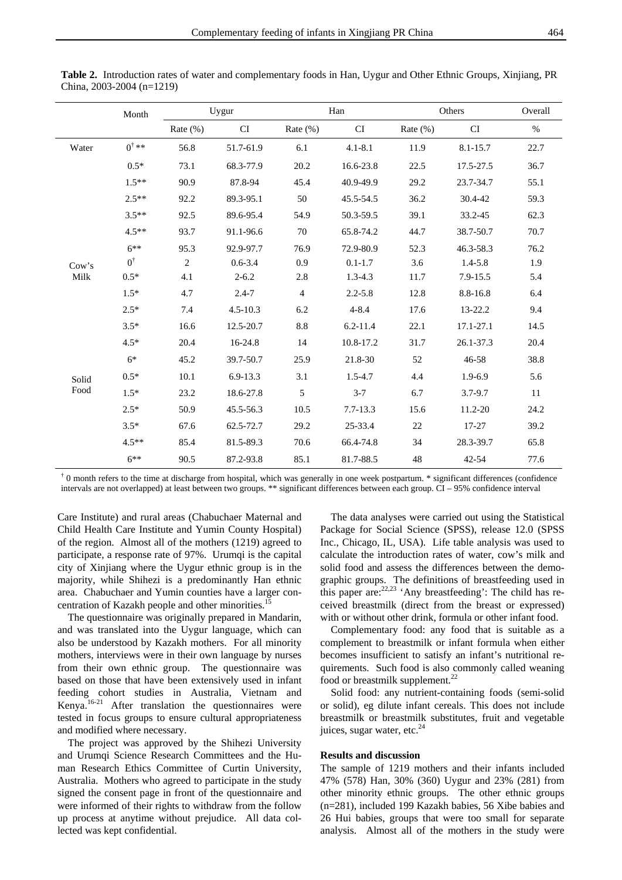**Table 2.** Introduction rates of water and complementary foods in Han, Uygur and Other Ethnic Groups, Xinjiang, PR China, 2003-2004 (n=1219)

| | Month | Uygur | | Han | | Others | | Overall |
|---|---|---|---|---|---|---|---|---|
| | | Rate (%) | CI | Rate (%) | CI | Rate (%) | CI | % |
| Water | $0^{\dagger}$ ** | 56.8 | 51.7-61.9 | 6.1 | 4.1-8.1 | 11.9 | 8.1-15.7 | 22.7 |
| | 0.5* | 73.1 | 68.3-77.9 | 20.2 | 16.6-23.8 | 22.5 | 17.5-27.5 | 36.7 |
| | 1.5** | 90.9 | 87.8-94 | 45.4 | 40.9-49.9 | 29.2 | 23.7-34.7 | 55.1 |
| | 2.5** | 92.2 | 89.3-95.1 | 50 | 45.5-54.5 | 36.2 | 30.4-42 | 59.3 |
| | 3.5** | 92.5 | 89.6-95.4 | 54.9 | 50.3-59.5 | 39.1 | 33.2-45 | 62.3 |
| | 4.5** | 93.7 | 91.1-96.6 | 70 | 65.8-74.2 | 44.7 | 38.7-50.7 | 70.7 |
| | 6** | 95.3 | 92.9-97.7 | 76.9 | 72.9-80.9 | 52.3 | 46.3-58.3 | 76.2 |
| Cow's Milk | $0^{\dagger}$ | 2 | 0.6-3.4 | 0.9 | 0.1-1.7 | 3.6 | 1.4-5.8 | 1.9 |
| | 0.5* | 4.1 | 2-6.2 | 2.8 | 1.3-4.3 | 11.7 | 7.9-15.5 | 5.4 |
| | 1.5* | 4.7 | 2.4-7 | 4 | 2.2-5.8 | 12.8 | 8.8-16.8 | 6.4 |
| | 2.5* | 7.4 | 4.5-10.3 | 6.2 | 4-8.4 | 17.6 | 13-22.2 | 9.4 |
| | 3.5* | 16.6 | 12.5-20.7 | 8.8 | 6.2-11.4 | 22.1 | 17.1-27.1 | 14.5 |
| | 4.5* | 20.4 | 16-24.8 | 14 | 10.8-17.2 | 31.7 | 26.1-37.3 | 20.4 |
| | 6* | 45.2 | 39.7-50.7 | 25.9 | 21.8-30 | 52 | 46-58 | 38.8 |
| Solid Food | 0.5* | 10.1 | 6.9-13.3 | 3.1 | 1.5-4.7 | 4.4 | 1.9-6.9 | 5.6 |
| | 1.5* | 23.2 | 18.6-27.8 | 5 | 3-7 | 6.7 | 3.7-9.7 | 11 |
| | 2.5* | 50.9 | 45.5-56.3 | 10.5 | 7.7-13.3 | 15.6 | 11.2-20 | 24.2 |
| | 3.5* | 67.6 | 62.5-72.7 | 29.2 | 25-33.4 | 22 | 17-27 | 39.2 |
| | 4.5** | 85.4 | 81.5-89.3 | 70.6 | 66.4-74.8 | 34 | 28.3-39.7 | 65.8 |
| | 6** | 90.5 | 87.2-93.8 | 85.1 | 81.7-88.5 | 48 | 42-54 | 77.6 |

$^{\dagger}$ 0 month refers to the time at discharge from hospital, which was generally in one week postpartum. * significant differences (confidence intervals are not overlapped) at least between two groups. ** significant differences between each group. CI – 95% confidence interval

Care Institute) and rural areas (Chabuchaer Maternal and Child Health Care Institute and Yumin County Hospital) of the region. Almost all of the mothers (1219) agreed to participate, a response rate of 97%. Urumqi is the capital city of Xinjiang where the Uygur ethnic group is in the majority, while Shihezi is a predominantly Han ethnic area. Chabuchaer and Yumin counties have a larger concentration of Kazakh people and other minorities.[15]

The questionnaire was originally prepared in Mandarin, and was translated into the Uygur language, which can also be understood by Kazakh mothers. For all minority mothers, interviews were in their own language by nurses from their own ethnic group. The questionnaire was based on those that have been extensively used in infant feeding cohort studies in Australia, Vietnam and Kenya.[16-21] After translation the questionnaires were tested in focus groups to ensure cultural appropriateness and modified where necessary.

The project was approved by the Shihezi University and Urumqi Science Research Committees and the Human Research Ethics Committee of Curtin University, Australia. Mothers who agreed to participate in the study signed the consent page in front of the questionnaire and were informed of their rights to withdraw from the follow up process at anytime without prejudice. All data collected was kept confidential.

The data analyses were carried out using the Statistical Package for Social Science (SPSS), release 12.0 (SPSS Inc., Chicago, IL, USA). Life table analysis was used to calculate the introduction rates of water, cow's milk and solid food and assess the differences between the demographic groups. The definitions of breastfeeding used in this paper are:[22,23] 'Any breastfeeding': The child has received breastmilk (direct from the breast or expressed) with or without other drink, formula or other infant food.

Complementary food: any food that is suitable as a complement to breastmilk or infant formula when either becomes insufficient to satisfy an infant's nutritional requirements. Such food is also commonly called weaning food or breastmilk supplement.[22]

Solid food: any nutrient-containing foods (semi-solid or solid), eg dilute infant cereals. This does not include breastmilk or breastmilk substitutes, fruit and vegetable juices, sugar water, etc.[24]

### Results and discussion

The sample of 1219 mothers and their infants included 47% (578) Han, 30% (360) Uygur and 23% (281) from other minority ethnic groups. The other ethnic groups (n=281), included 199 Kazakh babies, 56 Xibe babies and 26 Hui babies, groups that were too small for separate analysis. Almost all of the mothers in the study were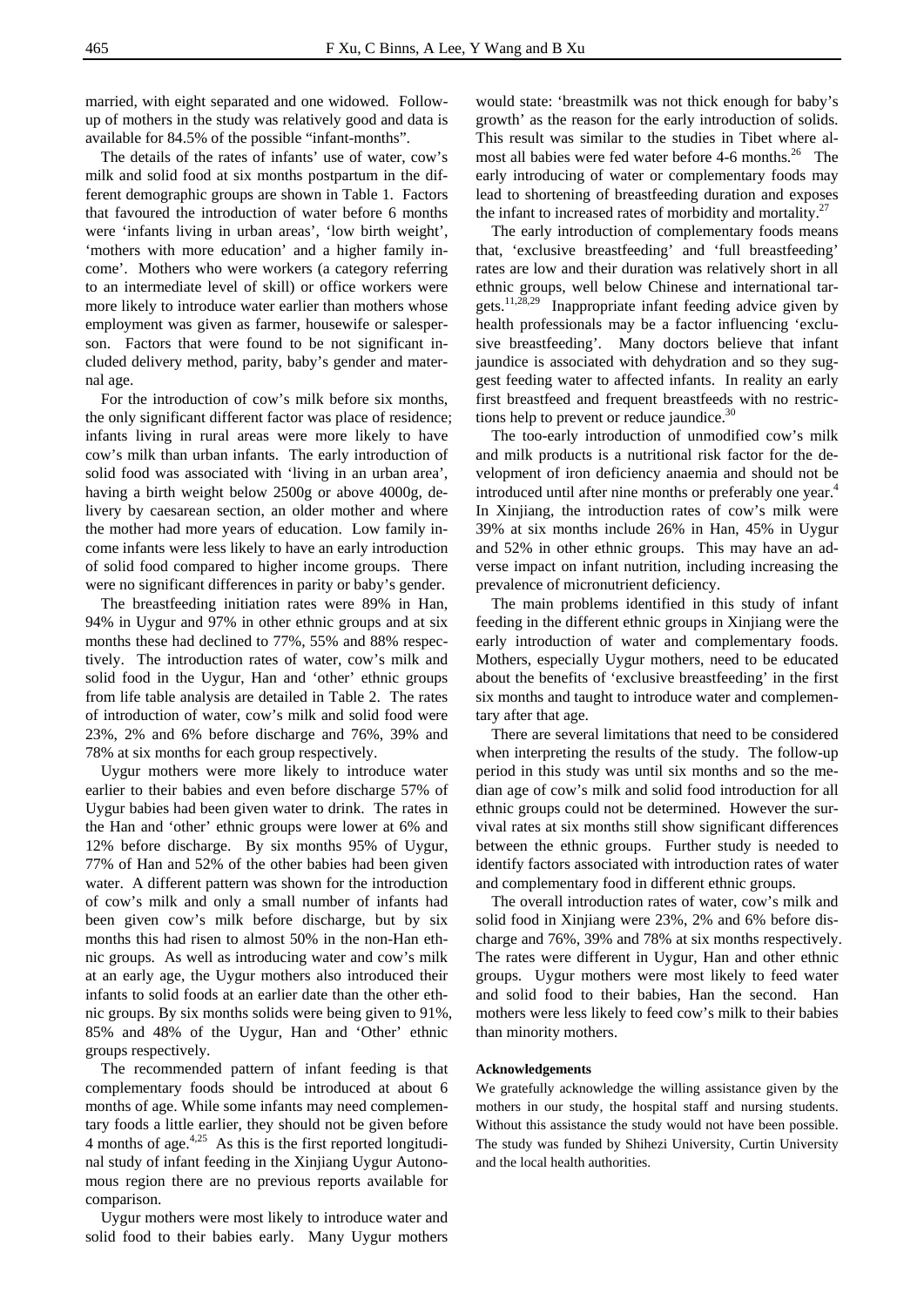married, with eight separated and one widowed. Follow-up of mothers in the study was relatively good and data is available for 84.5% of the possible "infant-months".

The details of the rates of infants' use of water, cow's milk and solid food at six months postpartum in the different demographic groups are shown in Table 1. Factors that favoured the introduction of water before 6 months were 'infants living in urban areas', 'low birth weight', 'mothers with more education' and a higher family income'. Mothers who were workers (a category referring to an intermediate level of skill) or office workers were more likely to introduce water earlier than mothers whose employment was given as farmer, housewife or salesperson. Factors that were found to be not significant included delivery method, parity, baby's gender and maternal age.

For the introduction of cow's milk before six months, the only significant different factor was place of residence; infants living in rural areas were more likely to have cow's milk than urban infants. The early introduction of solid food was associated with 'living in an urban area', having a birth weight below 2500g or above 4000g, delivery by caesarean section, an older mother and where the mother had more years of education. Low family income infants were less likely to have an early introduction of solid food compared to higher income groups. There were no significant differences in parity or baby's gender.

The breastfeeding initiation rates were 89% in Han, 94% in Uygur and 97% in other ethnic groups and at six months these had declined to 77%, 55% and 88% respectively. The introduction rates of water, cow's milk and solid food in the Uygur, Han and 'other' ethnic groups from life table analysis are detailed in Table 2. The rates of introduction of water, cow's milk and solid food were 23%, 2% and 6% before discharge and 76%, 39% and 78% at six months for each group respectively.

Uygur mothers were more likely to introduce water earlier to their babies and even before discharge 57% of Uygur babies had been given water to drink. The rates in the Han and 'other' ethnic groups were lower at 6% and 12% before discharge. By six months 95% of Uygur, 77% of Han and 52% of the other babies had been given water. A different pattern was shown for the introduction of cow's milk and only a small number of infants had been given cow's milk before discharge, but by six months this had risen to almost 50% in the non-Han ethnic groups. As well as introducing water and cow's milk at an early age, the Uygur mothers also introduced their infants to solid foods at an earlier date than the other ethnic groups. By six months solids were being given to 91%, 85% and 48% of the Uygur, Han and 'Other' ethnic groups respectively.

The recommended pattern of infant feeding is that complementary foods should be introduced at about 6 months of age. While some infants may need complementary foods a little earlier, they should not be given before 4 months of age.[4,25] As this is the first reported longitudinal study of infant feeding in the Xinjiang Uygur Autonomous region there are no previous reports available for comparison.

Uygur mothers were most likely to introduce water and solid food to their babies early. Many Uygur mothers would state: 'breastmilk was not thick enough for baby's growth' as the reason for the early introduction of solids. This result was similar to the studies in Tibet where almost all babies were fed water before 4-6 months.[26] The early introducing of water or complementary foods may lead to shortening of breastfeeding duration and exposes the infant to increased rates of morbidity and mortality.[27]

The early introduction of complementary foods means that, 'exclusive breastfeeding' and 'full breastfeeding' rates are low and their duration was relatively short in all ethnic groups, well below Chinese and international targets.[11,28,29] Inappropriate infant feeding advice given by health professionals may be a factor influencing 'exclusive breastfeeding'. Many doctors believe that infant jaundice is associated with dehydration and so they suggest feeding water to affected infants. In reality an early first breastfeed and frequent breastfeeds with no restrictions help to prevent or reduce jaundice.[30]

The too-early introduction of unmodified cow's milk and milk products is a nutritional risk factor for the development of iron deficiency anaemia and should not be introduced until after nine months or preferably one year.[4] In Xinjiang, the introduction rates of cow's milk were 39% at six months include 26% in Han, 45% in Uygur and 52% in other ethnic groups. This may have an adverse impact on infant nutrition, including increasing the prevalence of micronutrient deficiency.

The main problems identified in this study of infant feeding in the different ethnic groups in Xinjiang were the early introduction of water and complementary foods. Mothers, especially Uygur mothers, need to be educated about the benefits of 'exclusive breastfeeding' in the first six months and taught to introduce water and complementary after that age.

There are several limitations that need to be considered when interpreting the results of the study. The follow-up period in this study was until six months and so the median age of cow's milk and solid food introduction for all ethnic groups could not be determined. However the survival rates at six months still show significant differences between the ethnic groups. Further study is needed to identify factors associated with introduction rates of water and complementary food in different ethnic groups.

The overall introduction rates of water, cow's milk and solid food in Xinjiang were 23%, 2% and 6% before discharge and 76%, 39% and 78% at six months respectively. The rates were different in Uygur, Han and other ethnic groups. Uygur mothers were most likely to feed water and solid food to their babies, Han the second. Han mothers were less likely to feed cow's milk to their babies than minority mothers.

#### Acknowledgements

We gratefully acknowledge the willing assistance given by the mothers in our study, the hospital staff and nursing students. Without this assistance the study would not have been possible. The study was funded by Shihezi University, Curtin University and the local health authorities.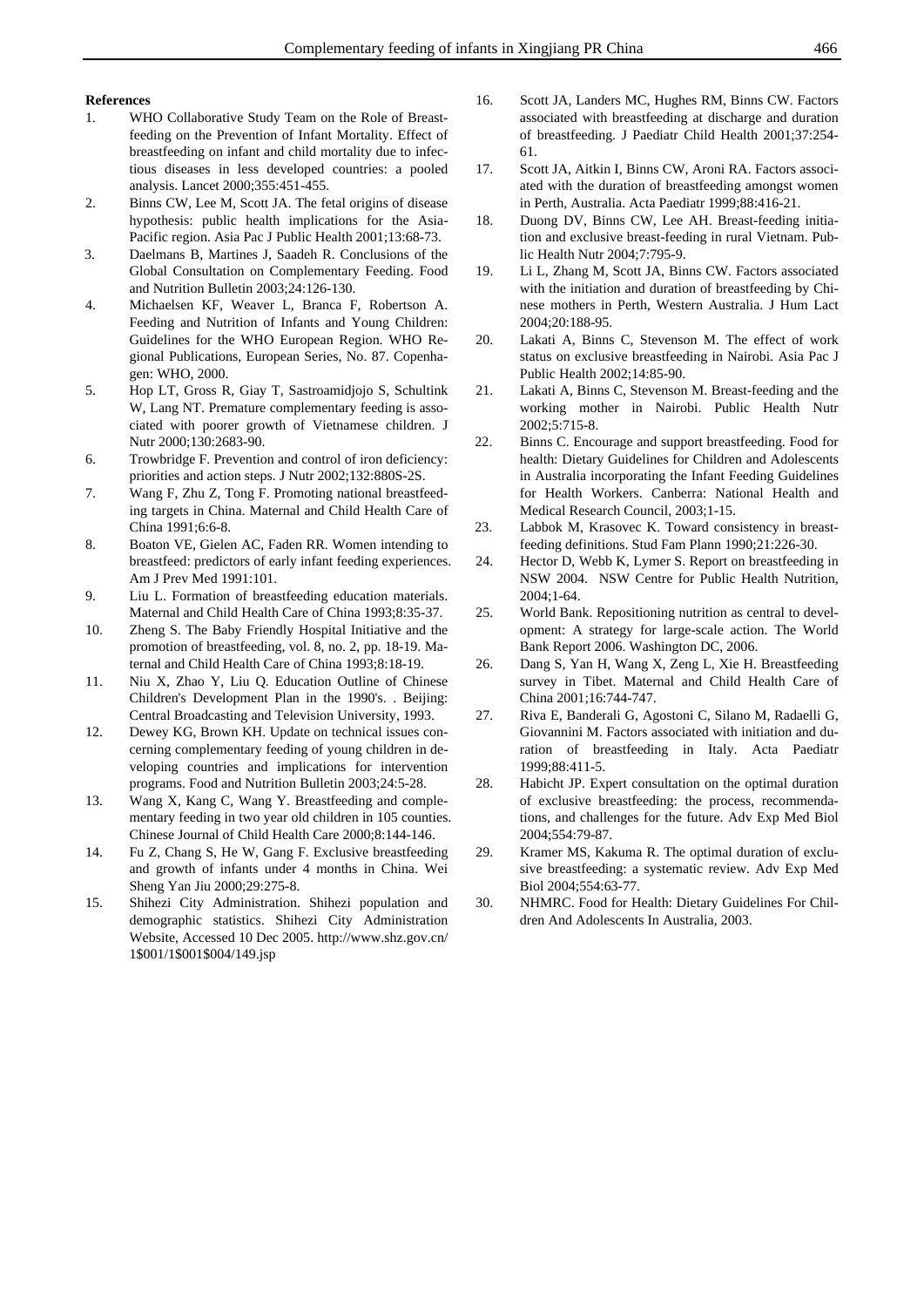**References**

1. WHO Collaborative Study Team on the Role of Breastfeeding on the Prevention of Infant Mortality. Effect of breastfeeding on infant and child mortality due to infectious diseases in less developed countries: a pooled analysis. Lancet 2000;355:451-455.
2. Binns CW, Lee M, Scott JA. The fetal origins of disease hypothesis: public health implications for the Asia-Pacific region. Asia Pac J Public Health 2001;13:68-73.
3. Daelmans B, Martines J, Saadeh R. Conclusions of the Global Consultation on Complementary Feeding. Food and Nutrition Bulletin 2003;24:126-130.
4. Michaelsen KF, Weaver L, Branca F, Robertson A. Feeding and Nutrition of Infants and Young Children: Guidelines for the WHO European Region. WHO Regional Publications, European Series, No. 87. Copenhagen: WHO, 2000.
5. Hop LT, Gross R, Giay T, Sastroamidjojo S, Schultink W, Lang NT. Premature complementary feeding is associated with poorer growth of Vietnamese children. J Nutr 2000;130:2683-90.
6. Trowbridge F. Prevention and control of iron deficiency: priorities and action steps. J Nutr 2002;132:880S-2S.
7. Wang F, Zhu Z, Tong F. Promoting national breastfeeding targets in China. Maternal and Child Health Care of China 1991;6:6-8.
8. Boaton VE, Gielen AC, Faden RR. Women intending to breastfeed: predictors of early infant feeding experiences. Am J Prev Med 1991:101.
9. Liu L. Formation of breastfeeding education materials. Maternal and Child Health Care of China 1993;8:35-37.
10. Zheng S. The Baby Friendly Hospital Initiative and the promotion of breastfeeding, vol. 8, no. 2, pp. 18-19. Maternal and Child Health Care of China 1993;8:18-19.
11. Niu X, Zhao Y, Liu Q. Education Outline of Chinese Children's Development Plan in the 1990's. . Beijing: Central Broadcasting and Television University, 1993.
12. Dewey KG, Brown KH. Update on technical issues concerning complementary feeding of young children in developing countries and implications for intervention programs. Food and Nutrition Bulletin 2003;24:5-28.
13. Wang X, Kang C, Wang Y. Breastfeeding and complementary feeding in two year old children in 105 counties. Chinese Journal of Child Health Care 2000;8:144-146.
14. Fu Z, Chang S, He W, Gang F. Exclusive breastfeeding and growth of infants under 4 months in China. Wei Sheng Yan Jiu 2000;29:275-8.
15. Shihezi City Administration. Shihezi population and demographic statistics. Shihezi City Administration Website, Accessed 10 Dec 2005. http://www.shz.gov.cn/1$001/1$001$004/149.jsp
16. Scott JA, Landers MC, Hughes RM, Binns CW. Factors associated with breastfeeding at discharge and duration of breastfeeding. J Paediatr Child Health 2001;37:254-61.
17. Scott JA, Aitkin I, Binns CW, Aroni RA. Factors associated with the duration of breastfeeding amongst women in Perth, Australia. Acta Paediatr 1999;88:416-21.
18. Duong DV, Binns CW, Lee AH. Breast-feeding initiation and exclusive breast-feeding in rural Vietnam. Public Health Nutr 2004;7:795-9.
19. Li L, Zhang M, Scott JA, Binns CW. Factors associated with the initiation and duration of breastfeeding by Chinese mothers in Perth, Western Australia. J Hum Lact 2004;20:188-95.
20. Lakati A, Binns C, Stevenson M. The effect of work status on exclusive breastfeeding in Nairobi. Asia Pac J Public Health 2002;14:85-90.
21. Lakati A, Binns C, Stevenson M. Breast-feeding and the working mother in Nairobi. Public Health Nutr 2002;5:715-8.
22. Binns C. Encourage and support breastfeeding. Food for health: Dietary Guidelines for Children and Adolescents in Australia incorporating the Infant Feeding Guidelines for Health Workers. Canberra: National Health and Medical Research Council, 2003;1-15.
23. Labbok M, Krasovec K. Toward consistency in breastfeeding definitions. Stud Fam Plann 1990;21:226-30.
24. Hector D, Webb K, Lymer S. Report on breastfeeding in NSW 2004. NSW Centre for Public Health Nutrition, 2004;1-64.
25. World Bank. Repositioning nutrition as central to development: A strategy for large-scale action. The World Bank Report 2006. Washington DC, 2006.
26. Dang S, Yan H, Wang X, Zeng L, Xie H. Breastfeeding survey in Tibet. Maternal and Child Health Care of China 2001;16:744-747.
27. Riva E, Banderali G, Agostoni C, Silano M, Radaelli G, Giovannini M. Factors associated with initiation and duration of breastfeeding in Italy. Acta Paediatr 1999;88:411-5.
28. Habicht JP. Expert consultation on the optimal duration of exclusive breastfeeding: the process, recommendations, and challenges for the future. Adv Exp Med Biol 2004;554:79-87.
29. Kramer MS, Kakuma R. The optimal duration of exclusive breastfeeding: a systematic review. Adv Exp Med Biol 2004;554:63-77.
30. NHMRC. Food for Health: Dietary Guidelines For Children And Adolescents In Australia, 2003.